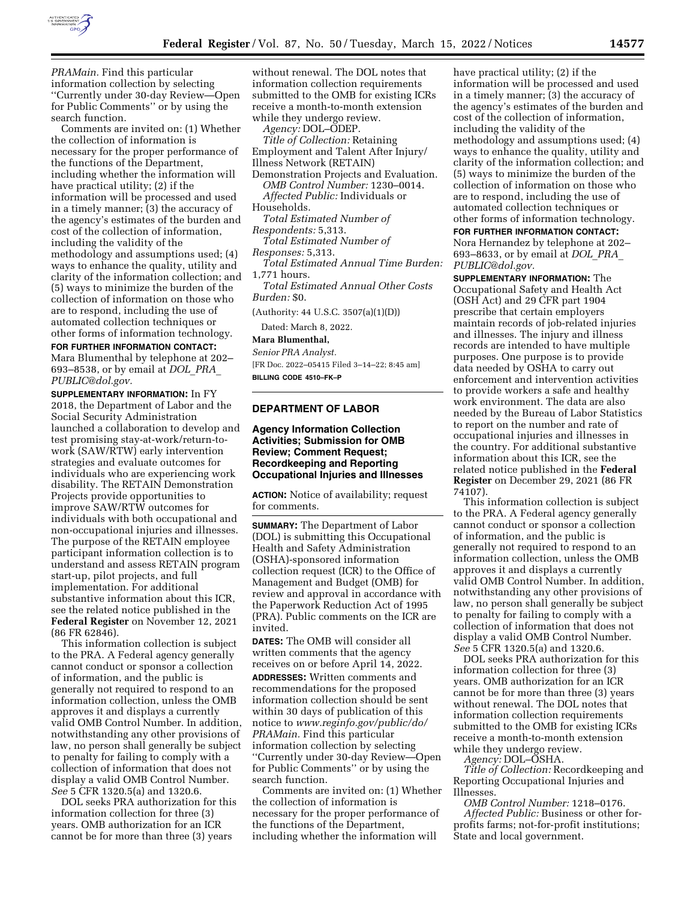*PRAMain.* Find this particular information collection by selecting ''Currently under 30-day Review—Open for Public Comments'' or by using the search function.

Comments are invited on: (1) Whether the collection of information is necessary for the proper performance of the functions of the Department, including whether the information will have practical utility; (2) if the information will be processed and used in a timely manner; (3) the accuracy of the agency's estimates of the burden and cost of the collection of information, including the validity of the methodology and assumptions used; (4) ways to enhance the quality, utility and clarity of the information collection; and (5) ways to minimize the burden of the collection of information on those who are to respond, including the use of automated collection techniques or other forms of information technology.

**FOR FURTHER INFORMATION CONTACT:** Mara Blumenthal by telephone at 202–693–8538, or by email at *DOL_PRA_PUBLIC@dol.gov.*

**SUPPLEMENTARY INFORMATION:** In FY 2018, the Department of Labor and the Social Security Administration launched a collaboration to develop and test promising stay-at-work/return-to-work (SAW/RTW) early intervention strategies and evaluate outcomes for individuals who are experiencing work disability. The RETAIN Demonstration Projects provide opportunities to improve SAW/RTW outcomes for individuals with both occupational and non-occupational injuries and illnesses. The purpose of the RETAIN employee participant information collection is to understand and assess RETAIN program start-up, pilot projects, and full implementation. For additional substantive information about this ICR, see the related notice published in the **Federal Register** on November 12, 2021 (86 FR 62846).

This information collection is subject to the PRA. A Federal agency generally cannot conduct or sponsor a collection of information, and the public is generally not required to respond to an information collection, unless the OMB approves it and displays a currently valid OMB Control Number. In addition, notwithstanding any other provisions of law, no person shall generally be subject to penalty for failing to comply with a collection of information that does not display a valid OMB Control Number. *See* 5 CFR 1320.5(a) and 1320.6.

DOL seeks PRA authorization for this information collection for three (3) years. OMB authorization for an ICR cannot be for more than three (3) years without renewal. The DOL notes that information collection requirements submitted to the OMB for existing ICRs receive a month-to-month extension while they undergo review.

*Agency:* DOL–ODEP.

*Title of Collection:* Retaining Employment and Talent After Injury/Illness Network (RETAIN) Demonstration Projects and Evaluation.

*OMB Control Number:* 1230–0014.

*Affected Public:* Individuals or Households.

*Total Estimated Number of Respondents:* 5,313.

*Total Estimated Number of Responses:* 5,313.

*Total Estimated Annual Time Burden:* 1,771 hours.

*Total Estimated Annual Other Costs Burden:* $0.

(Authority: 44 U.S.C. 3507(a)(1)(D))

Dated: March 8, 2022.

**Mara Blumenthal,**

*Senior PRA Analyst.*

[FR Doc. 2022–05415 Filed 3–14–22; 8:45 am]

**BILLING CODE 4510–FK–P**

## DEPARTMENT OF LABOR

### Agency Information Collection Activities; Submission for OMB Review; Comment Request; Recordkeeping and Reporting Occupational Injuries and Illnesses

**ACTION:** Notice of availability; request for comments.

**SUMMARY:** The Department of Labor (DOL) is submitting this Occupational Health and Safety Administration (OSHA)-sponsored information collection request (ICR) to the Office of Management and Budget (OMB) for review and approval in accordance with the Paperwork Reduction Act of 1995 (PRA). Public comments on the ICR are invited.

**DATES:** The OMB will consider all written comments that the agency receives on or before April 14, 2022.

**ADDRESSES:** Written comments and recommendations for the proposed information collection should be sent within 30 days of publication of this notice to *www.reginfo.gov/public/do/PRAMain.* Find this particular information collection by selecting ''Currently under 30-day Review—Open for Public Comments'' or by using the search function.

Comments are invited on: (1) Whether the collection of information is necessary for the proper performance of the functions of the Department, including whether the information will have practical utility; (2) if the information will be processed and used in a timely manner; (3) the accuracy of the agency's estimates of the burden and cost of the collection of information, including the validity of the methodology and assumptions used; (4) ways to enhance the quality, utility and clarity of the information collection; and (5) ways to minimize the burden of the collection of information on those who are to respond, including the use of automated collection techniques or other forms of information technology.

**FOR FURTHER INFORMATION CONTACT:** Nora Hernandez by telephone at 202–693–8633, or by email at *DOL_PRA_PUBLIC@dol.gov.*

**SUPPLEMENTARY INFORMATION:** The Occupational Safety and Health Act (OSH Act) and 29 CFR part 1904 prescribe that certain employers maintain records of job-related injuries and illnesses. The injury and illness records are intended to have multiple purposes. One purpose is to provide data needed by OSHA to carry out enforcement and intervention activities to provide workers a safe and healthy work environment. The data are also needed by the Bureau of Labor Statistics to report on the number and rate of occupational injuries and illnesses in the country. For additional substantive information about this ICR, see the related notice published in the **Federal Register** on December 29, 2021 (86 FR 74107).

This information collection is subject to the PRA. A Federal agency generally cannot conduct or sponsor a collection of information, and the public is generally not required to respond to an information collection, unless the OMB approves it and displays a currently valid OMB Control Number. In addition, notwithstanding any other provisions of law, no person shall generally be subject to penalty for failing to comply with a collection of information that does not display a valid OMB Control Number. *See* 5 CFR 1320.5(a) and 1320.6.

DOL seeks PRA authorization for this information collection for three (3) years. OMB authorization for an ICR cannot be for more than three (3) years without renewal. The DOL notes that information collection requirements submitted to the OMB for existing ICRs receive a month-to-month extension while they undergo review.

*Agency:* DOL–OSHA.

*Title of Collection:* Recordkeeping and Reporting Occupational Injuries and Illnesses.

*OMB Control Number:* 1218–0176.

*Affected Public:* Business or other for-profits farms; not-for-profit institutions; State and local government.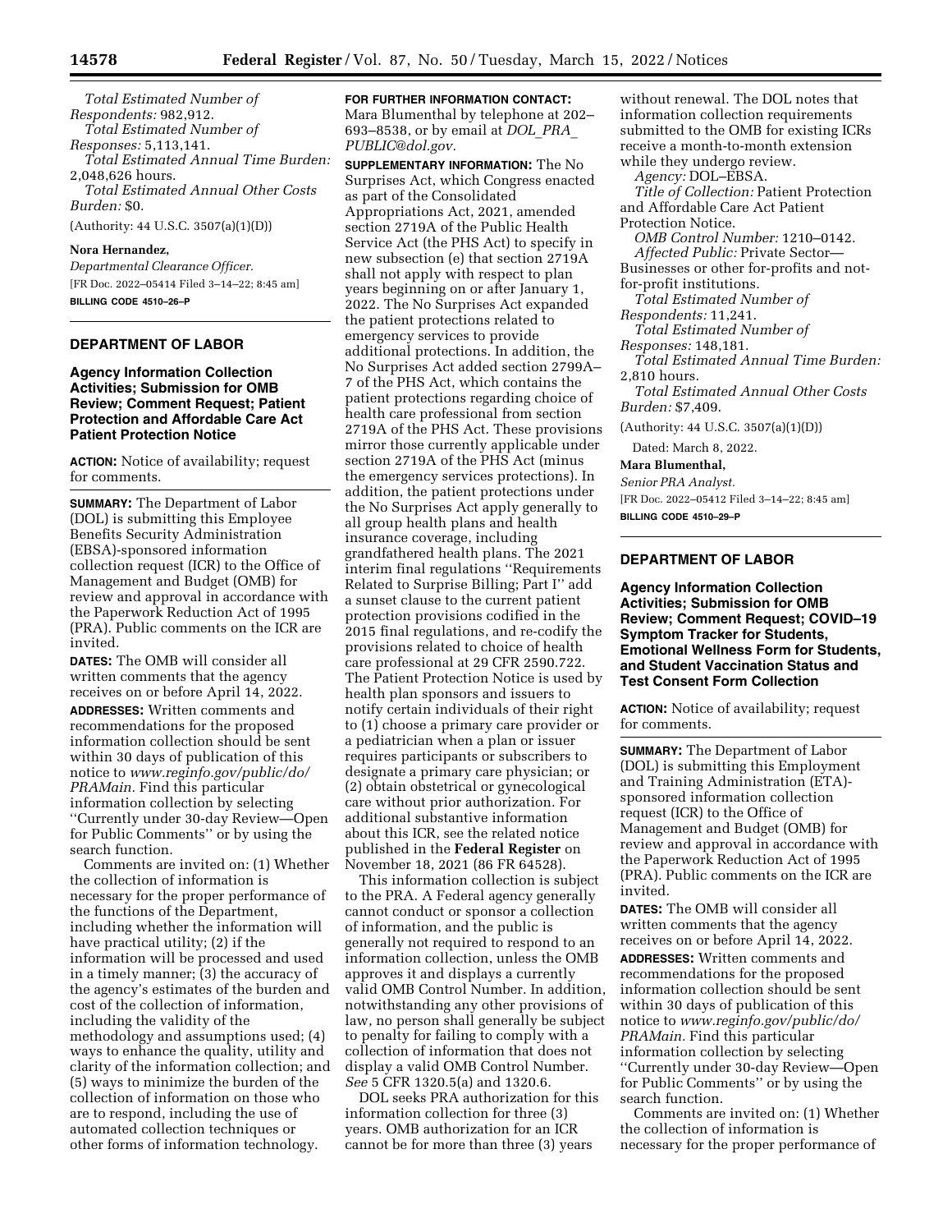*Total Estimated Number of Respondents:* 982,912.

*Total Estimated Number of Responses:* 5,113,141.

*Total Estimated Annual Time Burden:* 2,048,626 hours.

*Total Estimated Annual Other Costs Burden:* $0.

(Authority: 44 U.S.C. 3507(a)(1)(D))

**Nora Hernandez,**

*Departmental Clearance Officer.*

[FR Doc. 2022–05414 Filed 3–14–22; 8:45 am]

**BILLING CODE 4510–26–P**

## DEPARTMENT OF LABOR

### Agency Information Collection Activities; Submission for OMB Review; Comment Request; Patient Protection and Affordable Care Act Patient Protection Notice

**ACTION:** Notice of availability; request for comments.

**SUMMARY:** The Department of Labor (DOL) is submitting this Employee Benefits Security Administration (EBSA)-sponsored information collection request (ICR) to the Office of Management and Budget (OMB) for review and approval in accordance with the Paperwork Reduction Act of 1995 (PRA). Public comments on the ICR are invited.

**DATES:** The OMB will consider all written comments that the agency receives on or before April 14, 2022.

**ADDRESSES:** Written comments and recommendations for the proposed information collection should be sent within 30 days of publication of this notice to *www.reginfo.gov/public/do/PRAMain.* Find this particular information collection by selecting ''Currently under 30-day Review—Open for Public Comments'' or by using the search function.

Comments are invited on: (1) Whether the collection of information is necessary for the proper performance of the functions of the Department, including whether the information will have practical utility; (2) if the information will be processed and used in a timely manner; (3) the accuracy of the agency's estimates of the burden and cost of the collection of information, including the validity of the methodology and assumptions used; (4) ways to enhance the quality, utility and clarity of the information collection; and (5) ways to minimize the burden of the collection of information on those who are to respond, including the use of automated collection techniques or other forms of information technology.

**FOR FURTHER INFORMATION CONTACT:** Mara Blumenthal by telephone at 202–693–8538, or by email at *DOL_PRA_PUBLIC@dol.gov.*

**SUPPLEMENTARY INFORMATION:** The No Surprises Act, which Congress enacted as part of the Consolidated Appropriations Act, 2021, amended section 2719A of the Public Health Service Act (the PHS Act) to specify in new subsection (e) that section 2719A shall not apply with respect to plan years beginning on or after January 1, 2022. The No Surprises Act expanded the patient protections related to emergency services to provide additional protections. In addition, the No Surprises Act added section 2799A–7 of the PHS Act, which contains the patient protections regarding choice of health care professional from section 2719A of the PHS Act. These provisions mirror those currently applicable under section 2719A of the PHS Act (minus the emergency services protections). In addition, the patient protections under the No Surprises Act apply generally to all group health plans and health insurance coverage, including grandfathered health plans. The 2021 interim final regulations ''Requirements Related to Surprise Billing; Part I'' add a sunset clause to the current patient protection provisions codified in the 2015 final regulations, and re-codify the provisions related to choice of health care professional at 29 CFR 2590.722. The Patient Protection Notice is used by health plan sponsors and issuers to notify certain individuals of their right to (1) choose a primary care provider or a pediatrician when a plan or issuer requires participants or subscribers to designate a primary care physician; or (2) obtain obstetrical or gynecological care without prior authorization. For additional substantive information about this ICR, see the related notice published in the **Federal Register** on November 18, 2021 (86 FR 64528).

This information collection is subject to the PRA. A Federal agency generally cannot conduct or sponsor a collection of information, and the public is generally not required to respond to an information collection, unless the OMB approves it and displays a currently valid OMB Control Number. In addition, notwithstanding any other provisions of law, no person shall generally be subject to penalty for failing to comply with a collection of information that does not display a valid OMB Control Number. *See* 5 CFR 1320.5(a) and 1320.6.

DOL seeks PRA authorization for this information collection for three (3) years. OMB authorization for an ICR cannot be for more than three (3) years without renewal. The DOL notes that information collection requirements submitted to the OMB for existing ICRs receive a month-to-month extension while they undergo review.

*Agency:* DOL–EBSA.

*Title of Collection:* Patient Protection and Affordable Care Act Patient Protection Notice.

*OMB Control Number:* 1210–0142.

*Affected Public:* Private Sector—Businesses or other for-profits and not-for-profit institutions.

*Total Estimated Number of Respondents:* 11,241.

*Total Estimated Number of Responses:* 148,181.

*Total Estimated Annual Time Burden:* 2,810 hours.

*Total Estimated Annual Other Costs Burden:* $7,409.

(Authority: 44 U.S.C. 3507(a)(1)(D))

Dated: March 8, 2022.

**Mara Blumenthal,**

*Senior PRA Analyst.*

[FR Doc. 2022–05412 Filed 3–14–22; 8:45 am]

**BILLING CODE 4510–29–P**

## DEPARTMENT OF LABOR

### Agency Information Collection Activities; Submission for OMB Review; Comment Request; COVID–19 Symptom Tracker for Students, Emotional Wellness Form for Students, and Student Vaccination Status and Test Consent Form Collection

**ACTION:** Notice of availability; request for comments.

**SUMMARY:** The Department of Labor (DOL) is submitting this Employment and Training Administration (ETA)-sponsored information collection request (ICR) to the Office of Management and Budget (OMB) for review and approval in accordance with the Paperwork Reduction Act of 1995 (PRA). Public comments on the ICR are invited.

**DATES:** The OMB will consider all written comments that the agency receives on or before April 14, 2022.

**ADDRESSES:** Written comments and recommendations for the proposed information collection should be sent within 30 days of publication of this notice to *www.reginfo.gov/public/do/PRAMain.* Find this particular information collection by selecting ''Currently under 30-day Review—Open for Public Comments'' or by using the search function.

Comments are invited on: (1) Whether the collection of information is necessary for the proper performance of